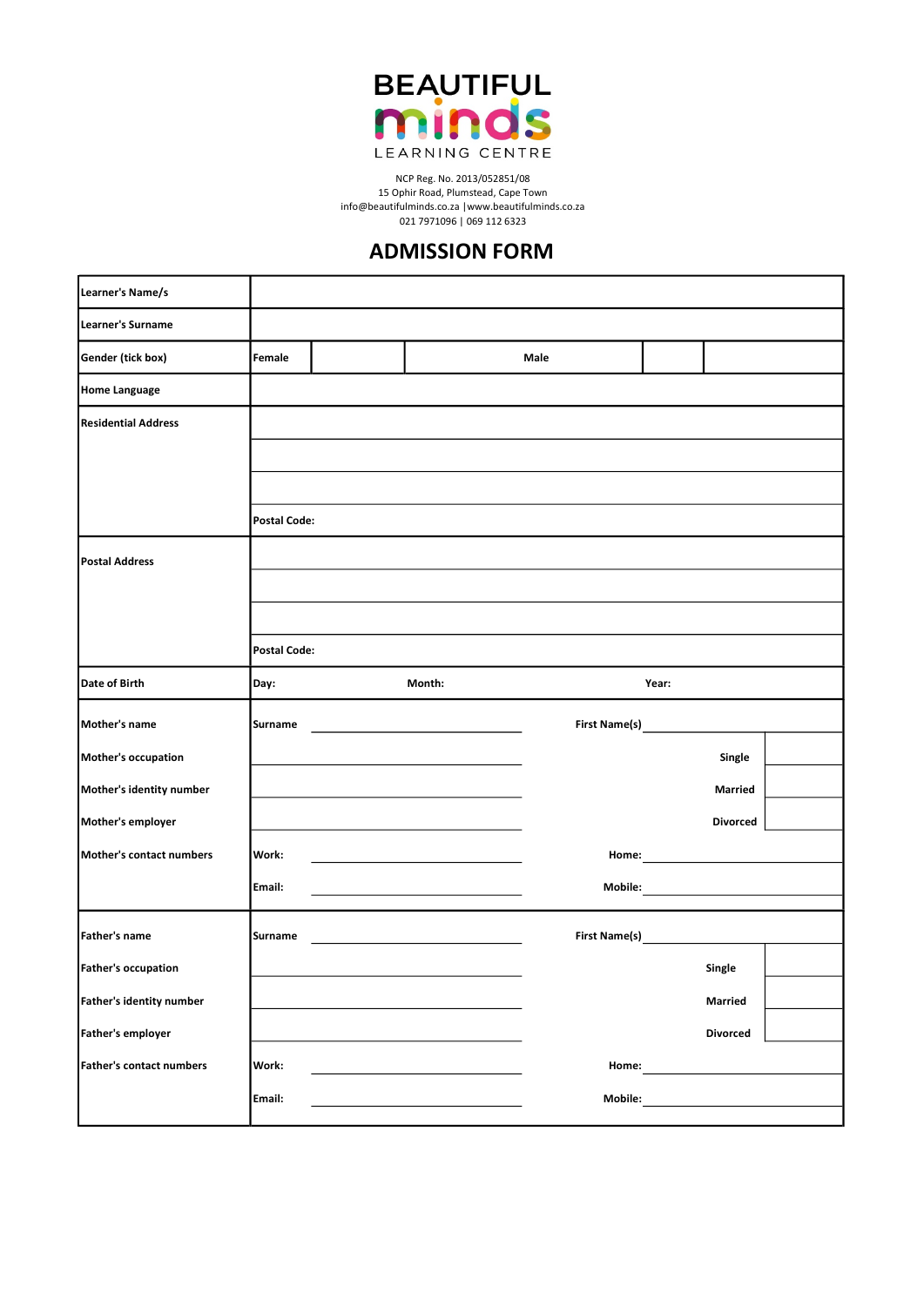# BEAUTIFUL minds LEARNING CENTRE

NCP Reg. No. 2013/052851/08
15 Ophir Road, Plumstead, Cape Town
info@beautifulminds.co.za | www.beautifulminds.co.za
021 7971096 | 069 112 6323

## ADMISSION FORM

| | | | | | |
|---|---|---|---|---|---|
| **Learner's Name/s** | | | | | |
| **Learner's Surname** | | | | | |
| **Gender (tick box)** | **Female** | | **Male** | | |
| **Home Language** | | | | | |
| **Residential Address** | | | | | |
| | | | | | |
| | | | | | |
| | **Postal Code:** | | | | |
| **Postal Address** | | | | | |
| | | | | | |
| | | | | | |
| | **Postal Code:** | | | | |
| **Date of Birth** | **Day:** | **Month:** | | **Year:** | |
| **Mother's name** | **Surname** | | **First Name(s)** | | |
| **Mother's occupation** | | | | **Single** | |
| **Mother's identity number** | | | | **Married** | |
| **Mother's employer** | | | | **Divorced** | |
| **Mother's contact numbers** | **Work:** | | **Home:** | | |
| | **Email:** | | **Mobile:** | | |
| **Father's name** | **Surname** | | **First Name(s)** | | |
| **Father's occupation** | | | | **Single** | |
| **Father's identity number** | | | | **Married** | |
| **Father's employer** | | | | **Divorced** | |
| **Father's contact numbers** | **Work:** | | **Home:** | | |
| | **Email:** | | **Mobile:** | | |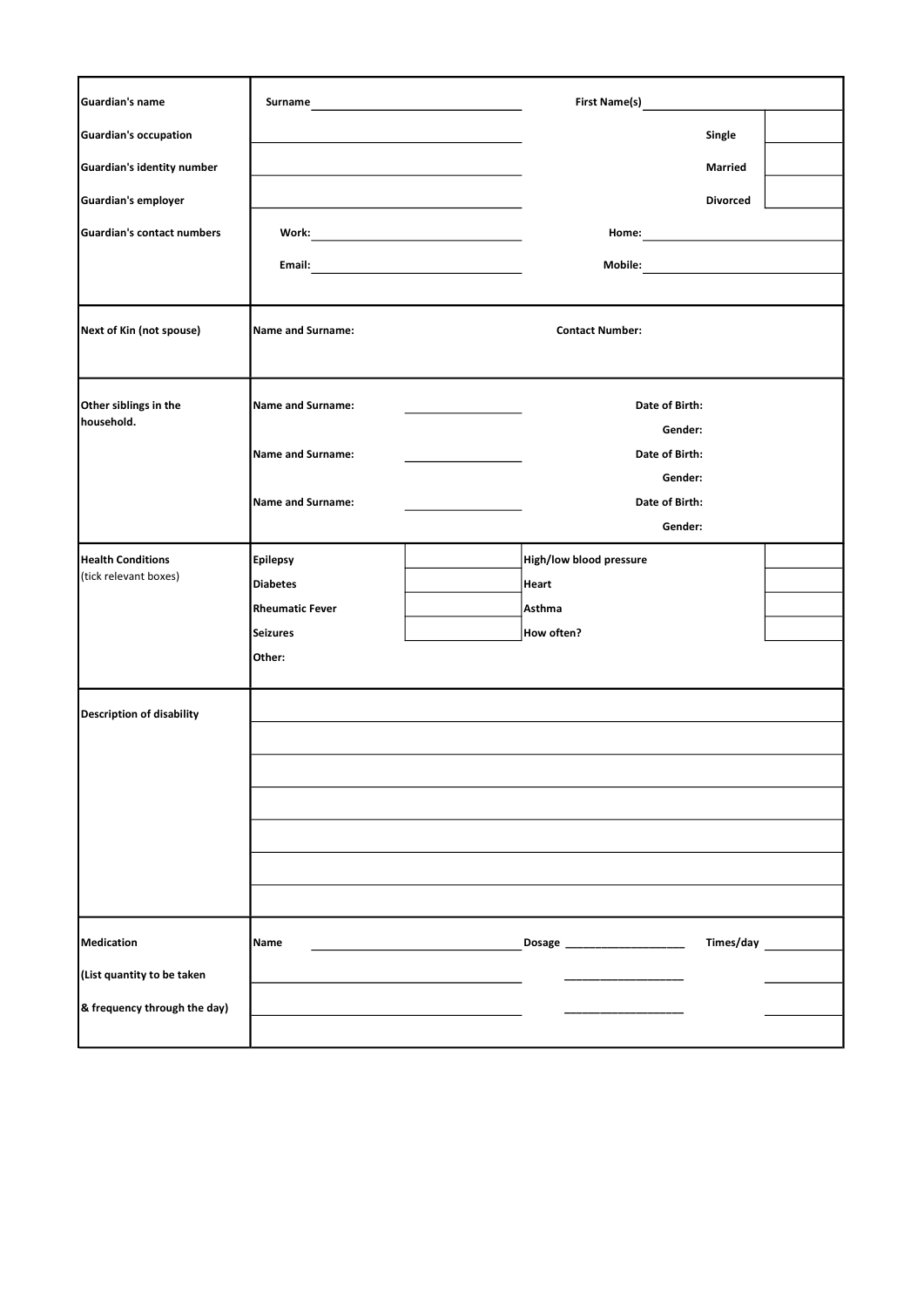| | | | | |
|---|---|---|---|---|
| **Guardian's name** | **Surname** | | **First Name(s)** | |
| **Guardian's occupation** | | | **Single** | |
| **Guardian's identity number** | | | **Married** | |
| **Guardian's employer** | | | **Divorced** | |
| **Guardian's contact numbers** | **Work:** | | **Home:** | |
| | **Email:** | | **Mobile:** | |

| | | |
|---|---|---|
| **Next of Kin (not spouse)** | **Name and Surname:** | **Contact Number:** |

| | | | |
|---|---|---|---|
| **Other siblings in the household.** | **Name and Surname:** | | **Date of Birth:** |
| | | | **Gender:** |
| | **Name and Surname:** | | **Date of Birth:** |
| | | | **Gender:** |
| | **Name and Surname:** | | **Date of Birth:** |
| | | | **Gender:** |

| | | | | |
|---|---|---|---|---|
| **Health Conditions** (tick relevant boxes) | **Epilepsy** | | **High/low blood pressure** | |
| | **Diabetes** | | **Heart** | |
| | **Rheumatic Fever** | | **Asthma** | |
| | **Seizures** | | **How often?** | |
| | **Other:** | | | |

| | |
|---|---|
| **Description of disability** | |
| | |
| | |
| | |
| | |
| | |
| | |

| | | | |
|---|---|---|---|
| **Medication** | **Name** | **Dosage** | **Times/day** |
| **(List quantity to be taken** | | | |
| **& frequency through the day)** | | | |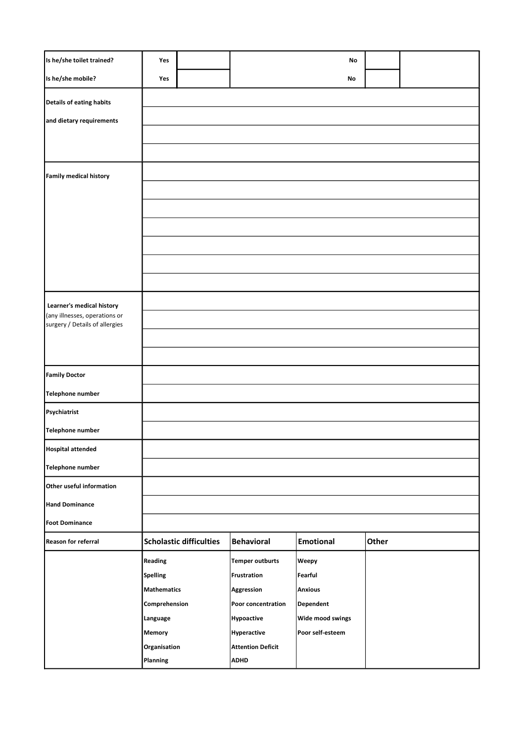| Is he/she toilet trained? | Yes | | No | | |
|---|---|---|---|---|---|
| Is he/she mobile? | Yes | | No | | |

| | |
|---|---|
| **Details of eating habits and dietary requirements** | |
| | |
| | |
| | |
| **Family medical history** | |
| | |
| | |
| | |
| | |
| | |
| | |
| **Learner's medical history** (any illnesses, operations or surgery / Details of allergies | |
| | |
| | |
| | |
| **Family Doctor** | |
| **Telephone number** | |
| **Psychiatrist** | |
| **Telephone number** | |
| **Hospital attended** | |
| **Telephone number** | |
| **Other useful information** | |
| **Hand Dominance** | |
| **Foot Dominance** | |

| **Reason for referral** | **Scholastic difficulties** | **Behavioral** | **Emotional** | **Other** |
|---|---|---|---|---|
| | Reading | Temper outburts | Weepy | |
| | Spelling | Frustration | Fearful | |
| | Mathematics | Aggression | Anxious | |
| | Comprehension | Poor concentration | Dependent | |
| | Language | Hypoactive | Wide mood swings | |
| | Memory | Hyperactive | Poor self-esteem | |
| | Organisation | Attention Deficit | | |
| | Planning | ADHD | | |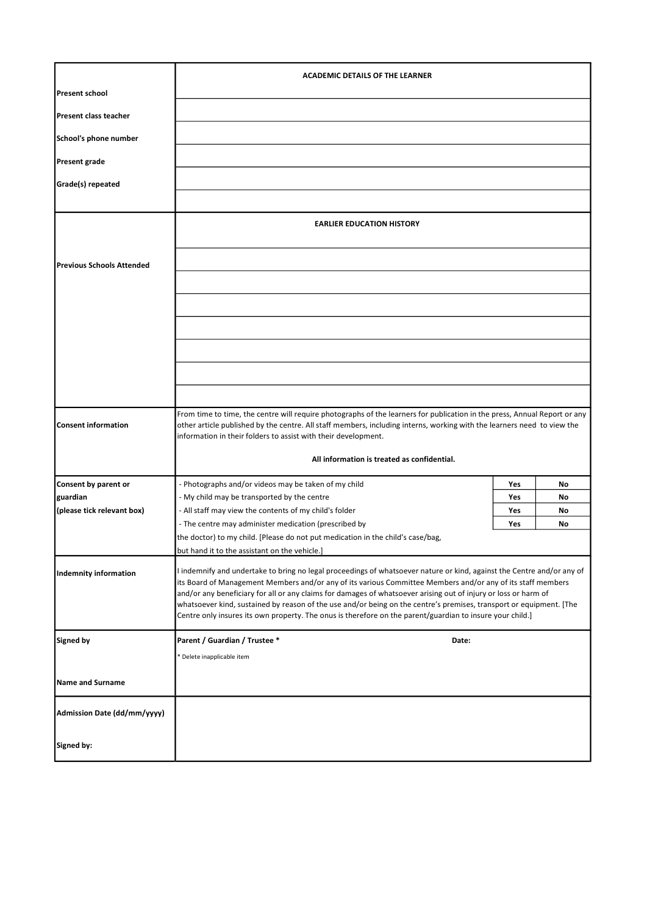| | |
|---|---|
| **Present school** | **ACADEMIC DETAILS OF THE LEARNER** |
| **Present class teacher** | |
| **School's phone number** | |
| **Present grade** | |
| **Grade(s) repeated** | |
| | |

| | |
|---|---|
| | **EARLIER EDUCATION HISTORY** |
| **Previous Schools Attended** | |
| | |
| | |
| | |
| | |
| | |
| | |

| | |
|---|---|
| **Consent information** | From time to time, the centre will require photographs of the learners for publication in the press, Annual Report or any other article published by the centre. All staff members, including interns, working with the learners need to view the information in their folders to assist with their development.<br><br>**All information is treated as confidential.** |

| | | | |
|---|---|---|---|
| **Consent by parent or guardian (please tick relevant box)** | - Photographs and/or videos may be taken of my child | **Yes** | **No** |
| | - My child may be transported by the centre | **Yes** | **No** |
| | - All staff may view the contents of my child's folder | **Yes** | **No** |
| | - The centre may administer medication (prescribed by the doctor) to my child. [Please do not put medication in the child's case/bag, but hand it to the assistant on the vehicle.] | **Yes** | **No** |

| | |
|---|---|
| **Indemnity information** | I indemnify and undertake to bring no legal proceedings of whatsoever nature or kind, against the Centre and/or any of its Board of Management Members and/or any of its various Committee Members and/or any of its staff members and/or any beneficiary for all or any claims for damages of whatsoever arising out of injury or loss or harm of whatsoever kind, sustained by reason of the use and/or being on the centre's premises, transport or equipment. [The Centre only insures its own property. The onus is therefore on the parent/guardian to insure your child.] |

| | | |
|---|---|---|
| **Signed by** | **Parent / Guardian / Trustee *** <br>* Delete inapplicable item | **Date:** |
| **Name and Surname** | | |

| | |
|---|---|
| **Admission Date (dd/mm/yyyy)** | |
| **Signed by:** | |